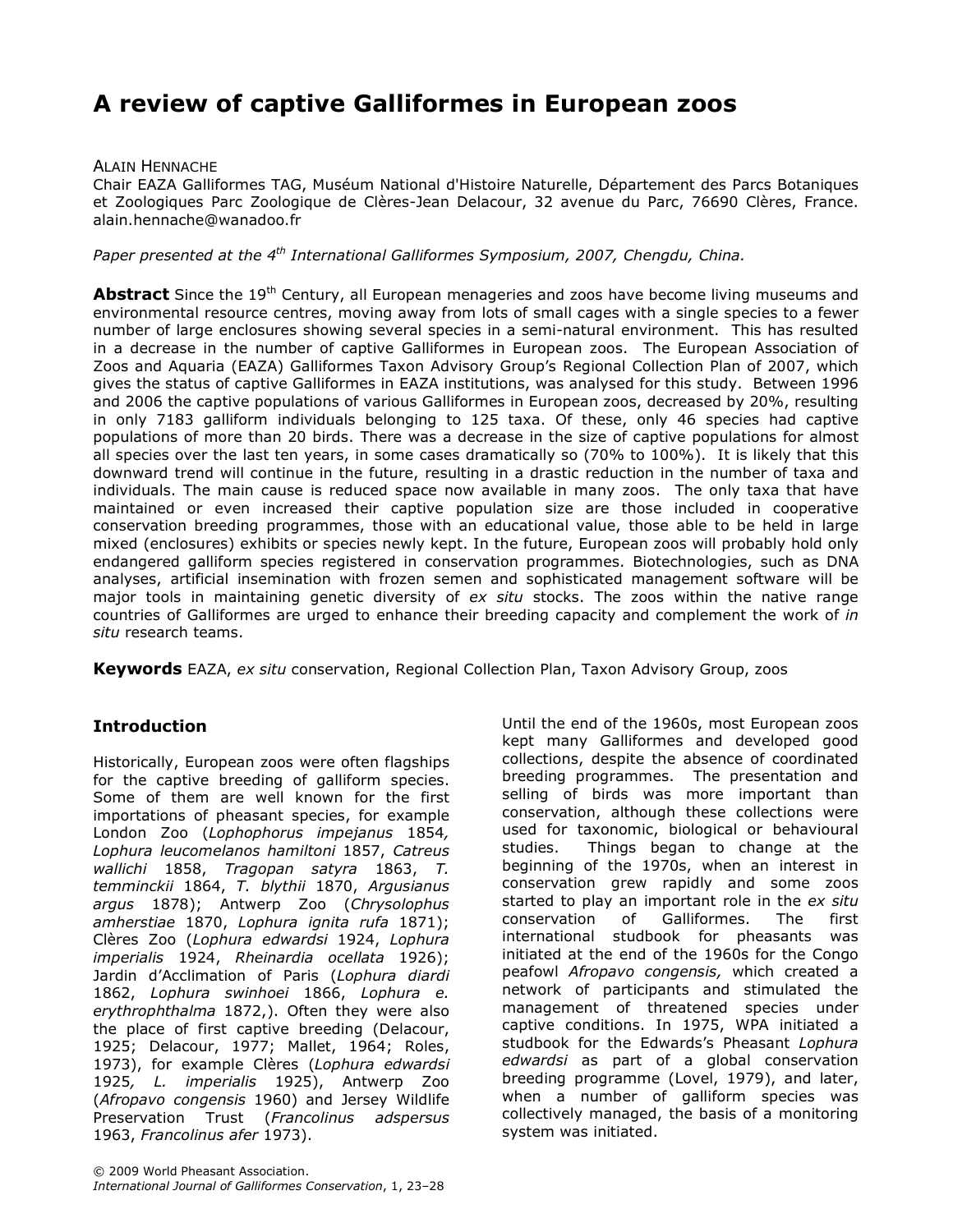# A review of captive Galliformes in European zoos

ALAIN HENNACHE

Chair EAZA Galliformes TAG, Muséum National d'Histoire Naturelle, Département des Parcs Botaniques et Zoologiques Parc Zoologique de Clères-Jean Delacour, 32 avenue du Parc, 76690 Clères, France. alain.hennache@wanadoo.fr

*Paper presented at the 4th International Galliformes Symposium, 2007, Chengdu, China.*

**Abstract** Since the 19th Century, all European menageries and zoos have become living museums and environmental resource centres, moving away from lots of small cages with a single species to a fewer number of large enclosures showing several species in a semi-natural environment. This has resulted in a decrease in the number of captive Galliformes in European zoos. The European Association of Zoos and Aquaria (EAZA) Galliformes Taxon Advisory Group's Regional Collection Plan of 2007, which gives the status of captive Galliformes in EAZA institutions, was analysed for this study. Between 1996 and 2006 the captive populations of various Galliformes in European zoos, decreased by 20%, resulting in only 7183 galliform individuals belonging to 125 taxa. Of these, only 46 species had captive populations of more than 20 birds. There was a decrease in the size of captive populations for almost all species over the last ten years, in some cases dramatically so (70% to 100%). It is likely that this downward trend will continue in the future, resulting in a drastic reduction in the number of taxa and individuals. The main cause is reduced space now available in many zoos. The only taxa that have maintained or even increased their captive population size are those included in cooperative conservation breeding programmes, those with an educational value, those able to be held in large mixed (enclosures) exhibits or species newly kept. In the future, European zoos will probably hold only endangered galliform species registered in conservation programmes. Biotechnologies, such as DNA analyses, artificial insemination with frozen semen and sophisticated management software will be major tools in maintaining genetic diversity of *ex situ* stocks. The zoos within the native range countries of Galliformes are urged to enhance their breeding capacity and complement the work of *in situ* research teams.

**Keywords** EAZA, *ex situ* conservation, Regional Collection Plan, Taxon Advisory Group, zoos

## Introduction

Historically, European zoos were often flagships for the captive breeding of galliform species. Some of them are well known for the first importations of pheasant species, for example London Zoo (*Lophophorus impejanus* 1854*, Lophura leucomelanos hamiltoni* 1857, *Catreus wallichi* 1858, *Tragopan satyra* 1863, *T. temminckii* 1864, *T. blythii* 1870, *Argusianus argus* 1878); Antwerp Zoo (*Chrysolophus amherstiae* 1870, *Lophura ignita rufa* 1871); Clères Zoo (*Lophura edwardsi* 1924, *Lophura imperialis* 1924, *Rheinardia ocellata* 1926); Jardin d'Acclimation of Paris (*Lophura diardi* 1862, *Lophura swinhoei* 1866, *Lophura e. erythrophthalma* 1872,). Often they were also the place of first captive breeding (Delacour, 1925; Delacour, 1977; Mallet, 1964; Roles, 1973), for example Clères (*Lophura edwardsi* 1925*, L. imperialis* 1925), Antwerp Zoo (*Afropavo congensis* 1960) and Jersey Wildlife Preservation Trust (*Francolinus adspersus* 1963, *Francolinus afer* 1973).

Until the end of the 1960s, most European zoos kept many Galliformes and developed good collections, despite the absence of coordinated breeding programmes. The presentation and selling of birds was more important than conservation, although these collections were used for taxonomic, biological or behavioural studies. Things began to change at the beginning of the 1970s, when an interest in conservation grew rapidly and some zoos started to play an important role in the *ex situ* conservation of Galliformes. The first international studbook for pheasants was initiated at the end of the 1960s for the Congo peafowl *Afropavo congensis,* which created a network of participants and stimulated the management of threatened species under captive conditions. In 1975, WPA initiated a studbook for the Edwards's Pheasant *Lophura edwardsi* as part of a global conservation breeding programme (Lovel, 1979), and later, when a number of galliform species was collectively managed, the basis of a monitoring system was initiated.

© 2009 World Pheasant Association.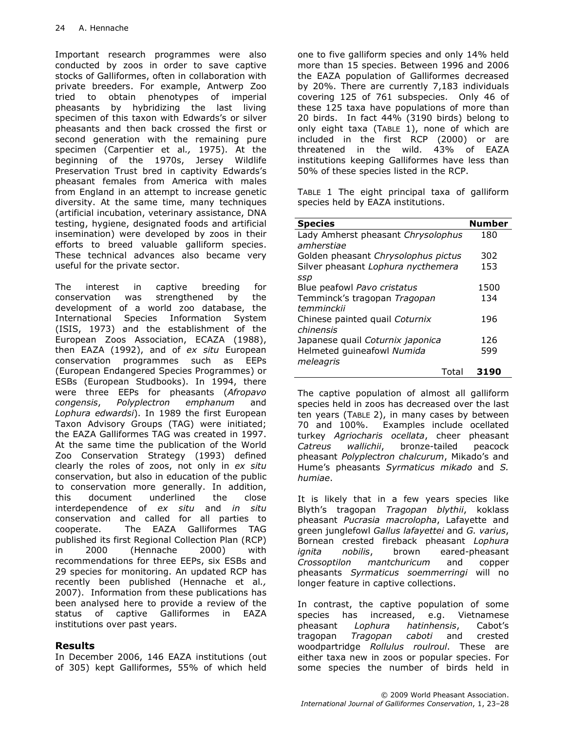Important research programmes were also conducted by zoos in order to save captive stocks of Galliformes, often in collaboration with private breeders. For example, Antwerp Zoo tried to obtain phenotypes of imperial pheasants by hybridizing the last living specimen of this taxon with Edwards's or silver pheasants and then back crossed the first or second generation with the remaining pure specimen (Carpentier et al*.,* 1975). At the beginning of the 1970s, Jersey Wildlife Preservation Trust bred in captivity Edwards's pheasant females from America with males from England in an attempt to increase genetic diversity. At the same time, many techniques (artificial incubation, veterinary assistance, DNA testing, hygiene, designated foods and artificial insemination) were developed by zoos in their efforts to breed valuable galliform species. These technical advances also became very useful for the private sector.

The interest in captive breeding for conservation was strengthened by the development of a world zoo database, the International Species Information System (ISIS, 1973) and the establishment of the European Zoos Association, ECAZA (1988), then EAZA (1992), and of *ex situ* European conservation programmes such as EEPs (European Endangered Species Programmes) or ESBs (European Studbooks). In 1994, there were three EEPs for pheasants (*Afropavo congensis*, *Polyplectron emphanum* and *Lophura edwardsi*). In 1989 the first European Taxon Advisory Groups (TAG) were initiated; the EAZA Galliformes TAG was created in 1997. At the same time the publication of the World Zoo Conservation Strategy (1993) defined clearly the roles of zoos, not only in *ex situ* conservation, but also in education of the public to conservation more generally. In addition, this document underlined the close interdependence of *ex situ* and *in situ* conservation and called for all parties to cooperate. The EAZA Galliformes TAG published its first Regional Collection Plan (RCP) in 2000 (Hennache 2000) with recommendations for three EEPs, six ESBs and 29 species for monitoring. An updated RCP has recently been published (Hennache et al*.,* 2007). Information from these publications has been analysed here to provide a review of the status of captive Galliformes in EAZA institutions over past years.

## Results

In December 2006, 146 EAZA institutions (out of 305) kept Galliformes, 55% of which held one to five galliform species and only 14% held more than 15 species. Between 1996 and 2006 the EAZA population of Galliformes decreased by 20%. There are currently 7,183 individuals covering 125 of 761 subspecies. Only 46 of these 125 taxa have populations of more than 20 birds. In fact 44% (3190 birds) belong to only eight taxa (Table 1), none of which are included in the first RCP (2000) or are threatened in the wild. 43% of EAZA institutions keeping Galliformes have less than 50% of these species listed in the RCP.

Table 1 The eight principal taxa of galliform species held by EAZA institutions.

| Species | Number |
|---|---|
| Lady Amherst pheasant *Chrysolophus amherstiae* | 180 |
| Golden pheasant *Chrysolophus pictus* | 302 |
| Silver pheasant *Lophura nycthemera ssp* | 153 |
| Blue peafowl *Pavo cristatus* | 1500 |
| Temminck's tragopan *Tragopan temminckii* | 134 |
| Chinese painted quail *Coturnix chinensis* | 196 |
| Japanese quail *Coturnix japonica* | 126 |
| Helmeted guineafowl *Numida meleagris* | 599 |
| Total | **3190** |

The captive population of almost all galliform species held in zoos has decreased over the last ten years (Table 2), in many cases by between 70 and 100%. Examples include ocellated turkey *Agriocharis ocellata*, cheer pheasant *Catreus wallichii*, bronze-tailed peacock pheasant *Polyplectron chalcurum*, Mikado's and Hume's pheasants *Syrmaticus mikado* and *S. humiae*.

It is likely that in a few years species like Blyth's tragopan *Tragopan blythii*, koklass pheasant *Pucrasia macrolopha*, Lafayette and green junglefowl *Gallus lafayettei* and *G. varius*, Bornean crested fireback pheasant *Lophura ignita nobilis*, brown eared-pheasant *Crossoptilon mantchuricum* and copper pheasants *Syrmaticus soemmerringi* will no longer feature in captive collections.

In contrast, the captive population of some species has increased, e.g. Vietnamese pheasant *Lophura hatinhensis*, Cabot's tragopan *Tragopan caboti* and crested woodpartridge *Rollulus roulroul*. These are either taxa new in zoos or popular species. For some species the number of birds held in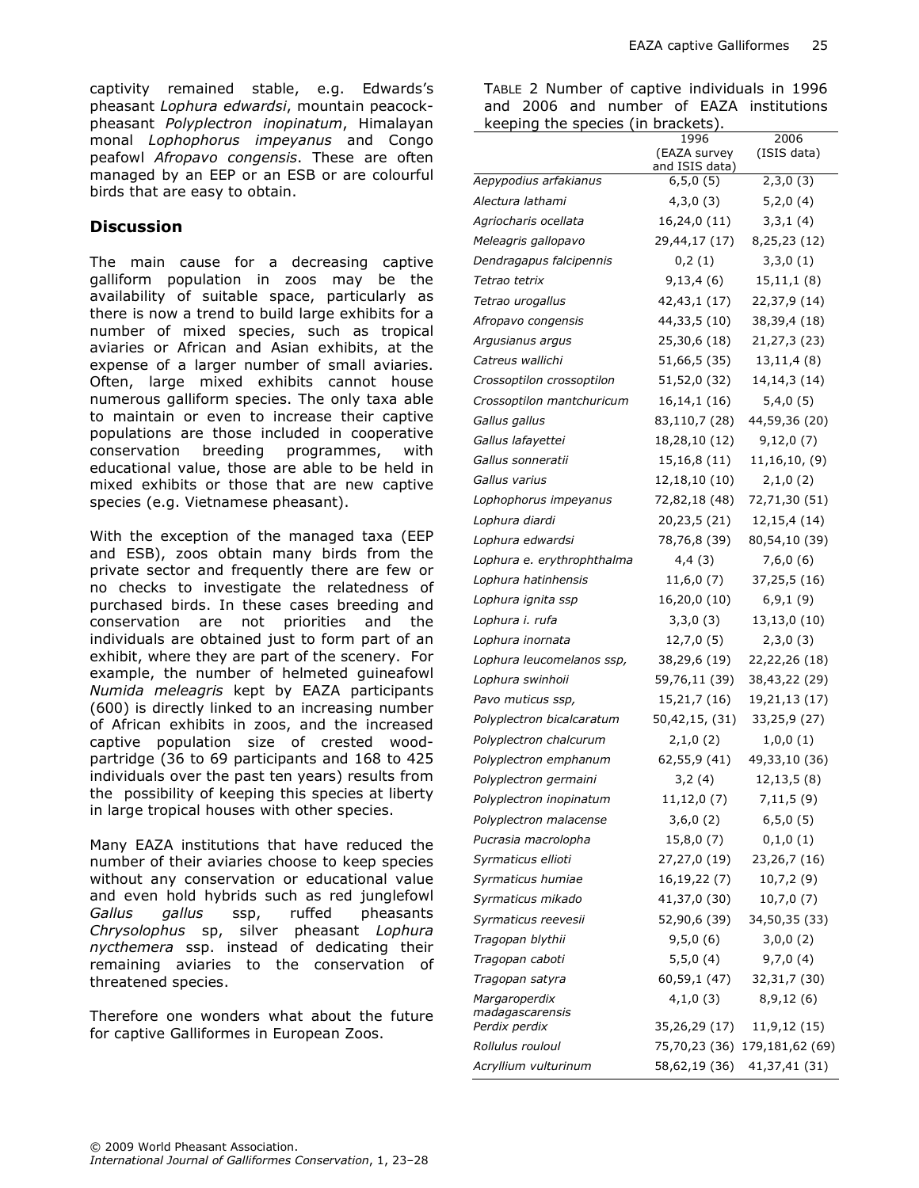captivity remained stable, e.g. Edwards's pheasant *Lophura edwardsi*, mountain peacock-pheasant *Polyplectron inopinatum*, Himalayan monal *Lophophorus impeyanus* and Congo peafowl *Afropavo congensis*. These are often managed by an EEP or an ESB or are colourful birds that are easy to obtain.

## Discussion

The main cause for a decreasing captive galliform population in zoos may be the availability of suitable space, particularly as there is now a trend to build large exhibits for a number of mixed species, such as tropical aviaries or African and Asian exhibits, at the expense of a larger number of small aviaries. Often, large mixed exhibits cannot house numerous galliform species. The only taxa able to maintain or even to increase their captive populations are those included in cooperative conservation breeding programmes, with educational value, those are able to be held in mixed exhibits or those that are new captive species (e.g. Vietnamese pheasant).

With the exception of the managed taxa (EEP and ESB), zoos obtain many birds from the private sector and frequently there are few or no checks to investigate the relatedness of purchased birds. In these cases breeding and conservation are not priorities and the individuals are obtained just to form part of an exhibit, where they are part of the scenery. For example, the number of helmeted guineafowl *Numida meleagris* kept by EAZA participants (600) is directly linked to an increasing number of African exhibits in zoos, and the increased captive population size of crested wood-partridge (36 to 69 participants and 168 to 425 individuals over the past ten years) results from the possibility of keeping this species at liberty in large tropical houses with other species.

Many EAZA institutions that have reduced the number of their aviaries choose to keep species without any conservation or educational value and even hold hybrids such as red junglefowl *Gallus gallus* ssp, ruffed pheasants *Chrysolophus* sp, silver pheasant *Lophura nycthemera* ssp. instead of dedicating their remaining aviaries to the conservation of threatened species.

Therefore one wonders what about the future for captive Galliformes in European Zoos.

TABLE 2 Number of captive individuals in 1996 and 2006 and number of EAZA institutions keeping the species (in brackets).

| | 1996 (EAZA survey and ISIS data) | 2006 (ISIS data) |
|---|---|---|
| *Aepypodius arfakianus* | 6,5,0 (5) | 2,3,0 (3) |
| *Alectura lathami* | 4,3,0 (3) | 5,2,0 (4) |
| *Agriocharis ocellata* | 16,24,0 (11) | 3,3,1 (4) |
| *Meleagris gallopavo* | 29,44,17 (17) | 8,25,23 (12) |
| *Dendragapus falcipennis* | 0,2 (1) | 3,3,0 (1) |
| *Tetrao tetrix* | 9,13,4 (6) | 15,11,1 (8) |
| *Tetrao urogallus* | 42,43,1 (17) | 22,37,9 (14) |
| *Afropavo congensis* | 44,33,5 (10) | 38,39,4 (18) |
| *Argusianus argus* | 25,30,6 (18) | 21,27,3 (23) |
| *Catreus wallichi* | 51,66,5 (35) | 13,11,4 (8) |
| *Crossoptilon crossoptilon* | 51,52,0 (32) | 14,14,3 (14) |
| *Crossoptilon mantchuricum* | 16,14,1 (16) | 5,4,0 (5) |
| *Gallus gallus* | 83,110,7 (28) | 44,59,36 (20) |
| *Gallus lafayettei* | 18,28,10 (12) | 9,12,0 (7) |
| *Gallus sonneratii* | 15,16,8 (11) | 11,16,10, (9) |
| *Gallus varius* | 12,18,10 (10) | 2,1,0 (2) |
| *Lophophorus impeyanus* | 72,82,18 (48) | 72,71,30 (51) |
| *Lophura diardi* | 20,23,5 (21) | 12,15,4 (14) |
| *Lophura edwardsi* | 78,76,8 (39) | 80,54,10 (39) |
| *Lophura e. erythrophthalma* | 4,4 (3) | 7,6,0 (6) |
| *Lophura hatinhensis* | 11,6,0 (7) | 37,25,5 (16) |
| *Lophura ignita ssp* | 16,20,0 (10) | 6,9,1 (9) |
| *Lophura i. rufa* | 3,3,0 (3) | 13,13,0 (10) |
| *Lophura inornata* | 12,7,0 (5) | 2,3,0 (3) |
| *Lophura leucomelanos ssp,* | 38,29,6 (19) | 22,22,26 (18) |
| *Lophura swinhoii* | 59,76,11 (39) | 38,43,22 (29) |
| *Pavo muticus ssp,* | 15,21,7 (16) | 19,21,13 (17) |
| *Polyplectron bicalcaratum* | 50,42,15, (31) | 33,25,9 (27) |
| *Polyplectron chalcurum* | 2,1,0 (2) | 1,0,0 (1) |
| *Polyplectron emphanum* | 62,55,9 (41) | 49,33,10 (36) |
| *Polyplectron germaini* | 3,2 (4) | 12,13,5 (8) |
| *Polyplectron inopinatum* | 11,12,0 (7) | 7,11,5 (9) |
| *Polyplectron malacense* | 3,6,0 (2) | 6,5,0 (5) |
| *Pucrasia macrolopha* | 15,8,0 (7) | 0,1,0 (1) |
| *Syrmaticus ellioti* | 27,27,0 (19) | 23,26,7 (16) |
| *Syrmaticus humiae* | 16,19,22 (7) | 10,7,2 (9) |
| *Syrmaticus mikado* | 41,37,0 (30) | 10,7,0 (7) |
| *Syrmaticus reevesii* | 52,90,6 (39) | 34,50,35 (33) |
| *Tragopan blythii* | 9,5,0 (6) | 3,0,0 (2) |
| *Tragopan caboti* | 5,5,0 (4) | 9,7,0 (4) |
| *Tragopan satyra* | 60,59,1 (47) | 32,31,7 (30) |
| *Margaroperdix madagascarensis* | 4,1,0 (3) | 8,9,12 (6) |
| *Perdix perdix* | 35,26,29 (17) | 11,9,12 (15) |
| *Rollulus rouloul* | 75,70,23 (36) | 179,181,62 (69) |
| *Acryllium vulturinum* | 58,62,19 (36) | 41,37,41 (31) |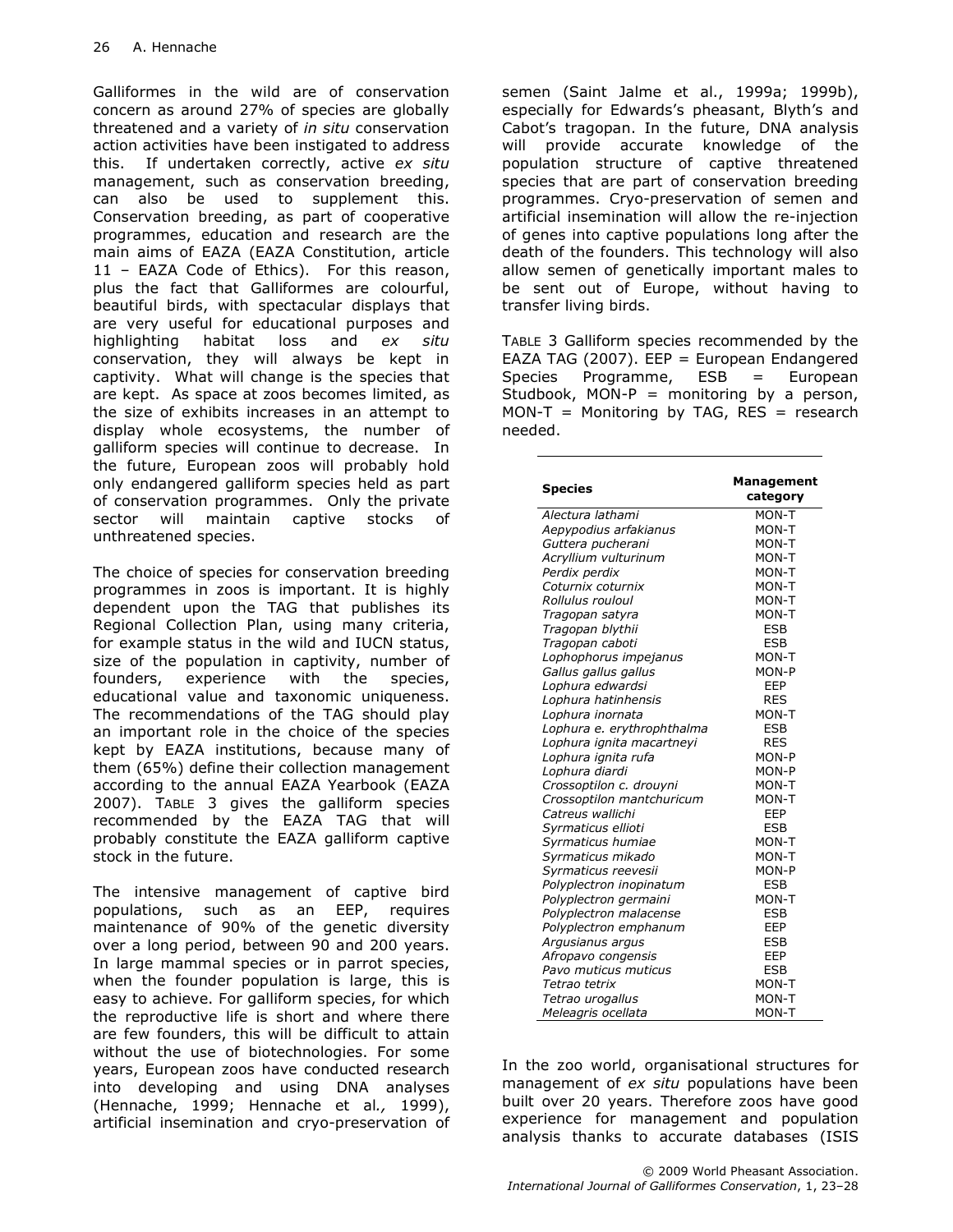Galliformes in the wild are of conservation concern as around 27% of species are globally threatened and a variety of *in situ* conservation action activities have been instigated to address this. If undertaken correctly, active *ex situ* management, such as conservation breeding, can also be used to supplement this. Conservation breeding, as part of cooperative programmes, education and research are the main aims of EAZA (EAZA Constitution, article 11 – EAZA Code of Ethics). For this reason, plus the fact that Galliformes are colourful, beautiful birds, with spectacular displays that are very useful for educational purposes and highlighting habitat loss and *ex situ* conservation, they will always be kept in captivity. What will change is the species that are kept. As space at zoos becomes limited, as the size of exhibits increases in an attempt to display whole ecosystems, the number of galliform species will continue to decrease. In the future, European zoos will probably hold only endangered galliform species held as part of conservation programmes. Only the private sector will maintain captive stocks of unthreatened species.

The choice of species for conservation breeding programmes in zoos is important. It is highly dependent upon the TAG that publishes its Regional Collection Plan, using many criteria, for example status in the wild and IUCN status, size of the population in captivity, number of founders, experience with the species, educational value and taxonomic uniqueness. The recommendations of the TAG should play an important role in the choice of the species kept by EAZA institutions, because many of them (65%) define their collection management according to the annual EAZA Yearbook (EAZA 2007). TABLE 3 gives the galliform species recommended by the EAZA TAG that will probably constitute the EAZA galliform captive stock in the future.

The intensive management of captive bird populations, such as an EEP, requires maintenance of 90% of the genetic diversity over a long period, between 90 and 200 years. In large mammal species or in parrot species, when the founder population is large, this is easy to achieve. For galliform species, for which the reproductive life is short and where there are few founders, this will be difficult to attain without the use of biotechnologies. For some years, European zoos have conducted research into developing and using DNA analyses (Hennache, 1999; Hennache et al*.,* 1999), artificial insemination and cryo-preservation of semen (Saint Jalme et al., 1999a; 1999b), especially for Edwards's pheasant, Blyth's and Cabot's tragopan. In the future, DNA analysis will provide accurate knowledge of the population structure of captive threatened species that are part of conservation breeding programmes. Cryo-preservation of semen and artificial insemination will allow the re-injection of genes into captive populations long after the death of the founders. This technology will also allow semen of genetically important males to be sent out of Europe, without having to transfer living birds.

TABLE 3 Galliform species recommended by the EAZA TAG (2007). EEP = European Endangered Species Programme, ESB = European Studbook, MON-P = monitoring by a person, MON-T = Monitoring by TAG, RES = research needed.

| Species | Management category |
|---|---|
| *Alectura lathami* | MON-T |
| *Aepypodius arfakianus* | MON-T |
| *Guttera pucherani* | MON-T |
| *Acryllium vulturinum* | MON-T |
| *Perdix perdix* | MON-T |
| *Coturnix coturnix* | MON-T |
| *Rollulus rouloul* | MON-T |
| *Tragopan satyra* | MON-T |
| *Tragopan blythii* | ESB |
| *Tragopan caboti* | ESB |
| *Lophophorus impejanus* | MON-T |
| *Gallus gallus gallus* | MON-P |
| *Lophura edwardsi* | EEP |
| *Lophura hatinhensis* | RES |
| *Lophura inornata* | MON-T |
| *Lophura e. erythrophthalma* | ESB |
| *Lophura ignita macartneyi* | RES |
| *Lophura ignita rufa* | MON-P |
| *Lophura diardi* | MON-P |
| *Crossoptilon c. drouyni* | MON-T |
| *Crossoptilon mantchuricum* | MON-T |
| *Catreus wallichi* | EEP |
| *Syrmaticus ellioti* | ESB |
| *Syrmaticus humiae* | MON-T |
| *Syrmaticus mikado* | MON-T |
| *Syrmaticus reevesii* | MON-P |
| *Polyplectron inopinatum* | ESB |
| *Polyplectron germaini* | MON-T |
| *Polyplectron malacense* | ESB |
| *Polyplectron emphanum* | EEP |
| *Argusianus argus* | ESB |
| *Afropavo congensis* | EEP |
| *Pavo muticus muticus* | ESB |
| *Tetrao tetrix* | MON-T |
| *Tetrao urogallus* | MON-T |
| *Meleagris ocellata* | MON-T |

In the zoo world, organisational structures for management of *ex situ* populations have been built over 20 years. Therefore zoos have good experience for management and population analysis thanks to accurate databases (ISIS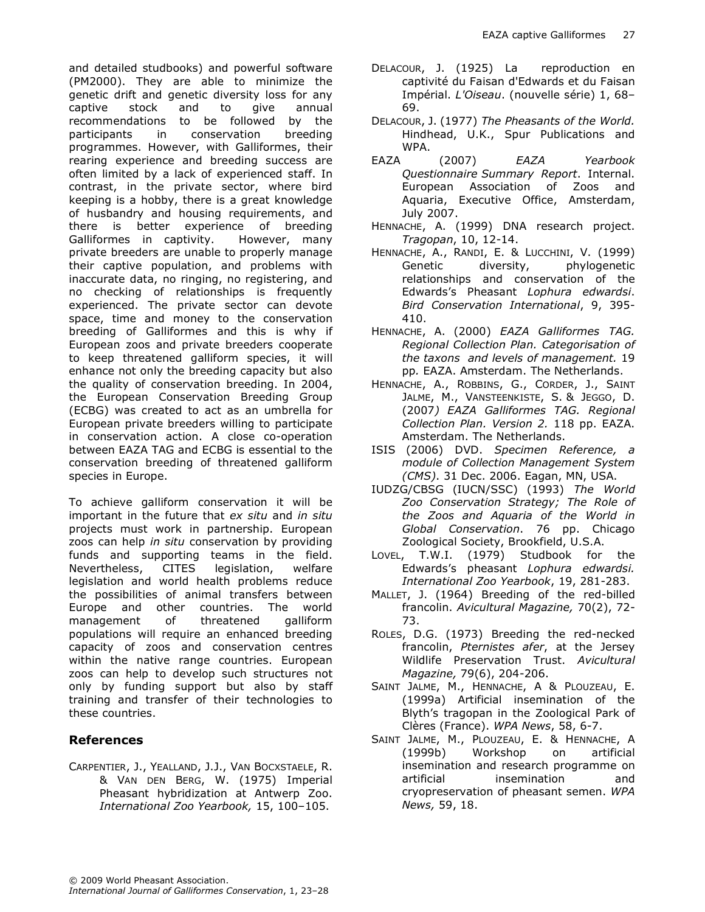and detailed studbooks) and powerful software (PM2000). They are able to minimize the genetic drift and genetic diversity loss for any captive stock and to give annual recommendations to be followed by the participants in conservation breeding programmes. However, with Galliformes, their rearing experience and breeding success are often limited by a lack of experienced staff. In contrast, in the private sector, where bird keeping is a hobby, there is a great knowledge of husbandry and housing requirements, and there is better experience of breeding Galliformes in captivity. However, many private breeders are unable to properly manage their captive population, and problems with inaccurate data, no ringing, no registering, and no checking of relationships is frequently experienced. The private sector can devote space, time and money to the conservation breeding of Galliformes and this is why if European zoos and private breeders cooperate to keep threatened galliform species, it will enhance not only the breeding capacity but also the quality of conservation breeding. In 2004, the European Conservation Breeding Group (ECBG) was created to act as an umbrella for European private breeders willing to participate in conservation action. A close co-operation between EAZA TAG and ECBG is essential to the conservation breeding of threatened galliform species in Europe.

To achieve galliform conservation it will be important in the future that *ex situ* and *in situ* projects must work in partnership. European zoos can help *in situ* conservation by providing funds and supporting teams in the field. Nevertheless, CITES legislation, welfare legislation and world health problems reduce the possibilities of animal transfers between Europe and other countries. The world management of threatened galliform populations will require an enhanced breeding capacity of zoos and conservation centres within the native range countries. European zoos can help to develop such structures not only by funding support but also by staff training and transfer of their technologies to these countries.

## References

Carpentier, J., Yealland, J.J., Van Bocxstaele, R. & Van den Berg, W. (1975) Imperial Pheasant hybridization at Antwerp Zoo. *International Zoo Yearbook,* 15, 100–105.

Delacour, J. (1925) La reproduction en captivité du Faisan d'Edwards et du Faisan Impérial. *L'Oiseau*. (nouvelle série) 1, 68–69.

Delacour, J. (1977) *The Pheasants of the World.* Hindhead, U.K., Spur Publications and WPA.

EAZA (2007) *EAZA Yearbook Questionnaire Summary Report*. Internal. European Association of Zoos and Aquaria, Executive Office, Amsterdam, July 2007.

Hennache, A. (1999) DNA research project. *Tragopan*, 10, 12-14.

Hennache, A., Randi, E. & Lucchini, V. (1999) Genetic diversity, phylogenetic relationships and conservation of the Edwards's Pheasant *Lophura edwardsi*. *Bird Conservation International*, 9, 395-410.

Hennache, A. (2000) *EAZA Galliformes TAG. Regional Collection Plan. Categorisation of the taxons and levels of management.* 19 pp. EAZA. Amsterdam. The Netherlands.

Hennache, A., Robbins, G., Corder, J., Saint Jalme, M., Vansteenkiste, S. & Jeggo, D. (2007) *EAZA Galliformes TAG. Regional Collection Plan. Version 2.* 118 pp. EAZA. Amsterdam. The Netherlands.

ISIS (2006) DVD. *Specimen Reference, a module of Collection Management System (CMS)*. 31 Dec. 2006. Eagan, MN, USA.

IUDZG/CBSG (IUCN/SSC) (1993) *The World Zoo Conservation Strategy; The Role of the Zoos and Aquaria of the World in Global Conservation*. 76 pp. Chicago Zoological Society, Brookfield, U.S.A.

Lovel, T.W.I. (1979) Studbook for the Edwards's pheasant *Lophura edwardsi. International Zoo Yearbook*, 19, 281-283.

Mallet, J. (1964) Breeding of the red-billed francolin. *Avicultural Magazine,* 70(2), 72-73.

Roles, D.G. (1973) Breeding the red-necked francolin, *Pternistes afer*, at the Jersey Wildlife Preservation Trust. *Avicultural Magazine,* 79(6), 204-206.

Saint Jalme, M., Hennache, A & Plouzeau, E. (1999a) Artificial insemination of the Blyth's tragopan in the Zoological Park of Clères (France). *WPA News*, 58, 6-7.

Saint Jalme, M., Plouzeau, E. & Hennache, A (1999b) Workshop on artificial insemination and research programme on artificial insemination and cryopreservation of pheasant semen. *WPA News,* 59, 18.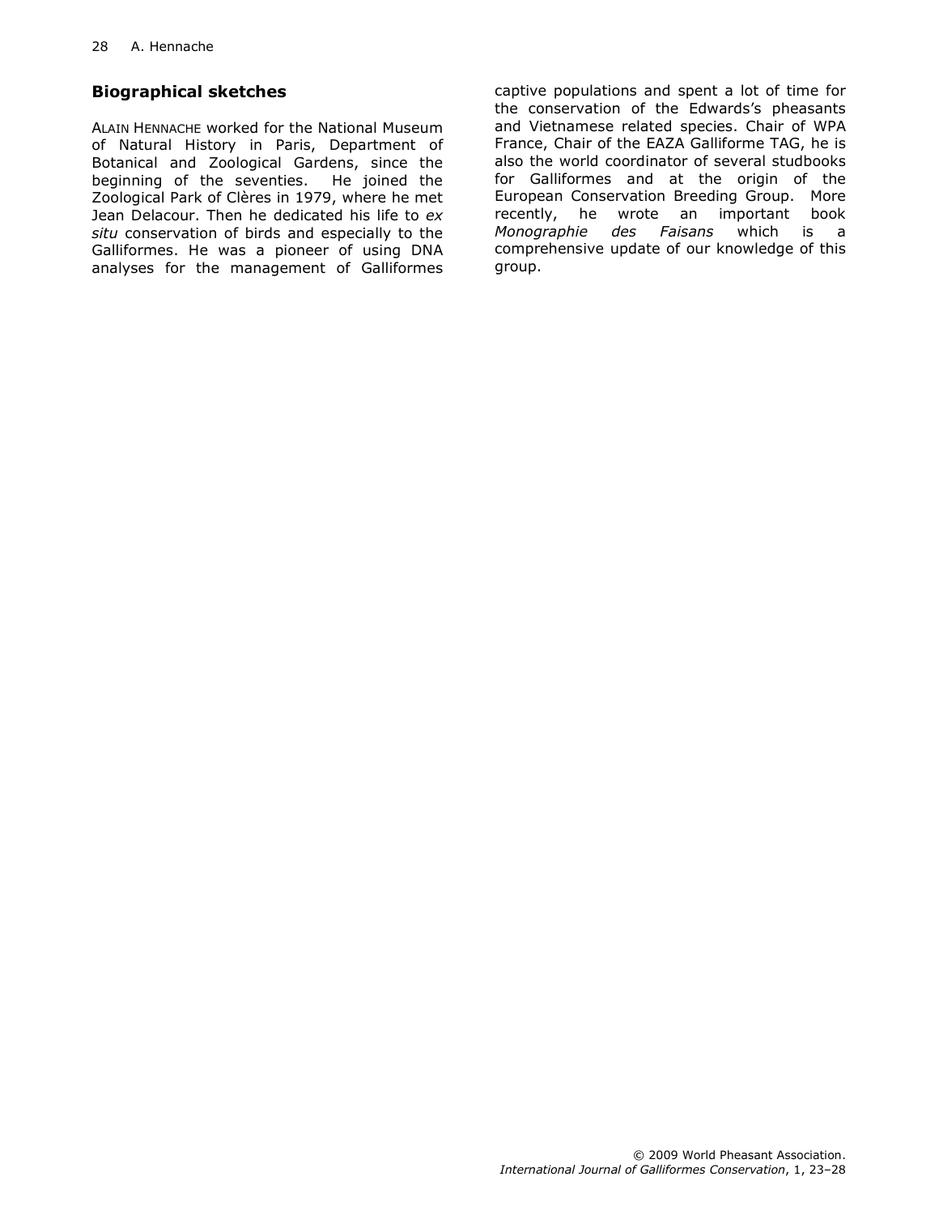## Biographical sketches

ALAIN HENNACHE worked for the National Museum of Natural History in Paris, Department of Botanical and Zoological Gardens, since the beginning of the seventies. He joined the Zoological Park of Clères in 1979, where he met Jean Delacour. Then he dedicated his life to *ex situ* conservation of birds and especially to the Galliformes. He was a pioneer of using DNA analyses for the management of Galliformes captive populations and spent a lot of time for the conservation of the Edwards's pheasants and Vietnamese related species. Chair of WPA France, Chair of the EAZA Galliforme TAG, he is also the world coordinator of several studbooks for Galliformes and at the origin of the European Conservation Breeding Group. More recently, he wrote an important book *Monographie des Faisans* which is a comprehensive update of our knowledge of this group.